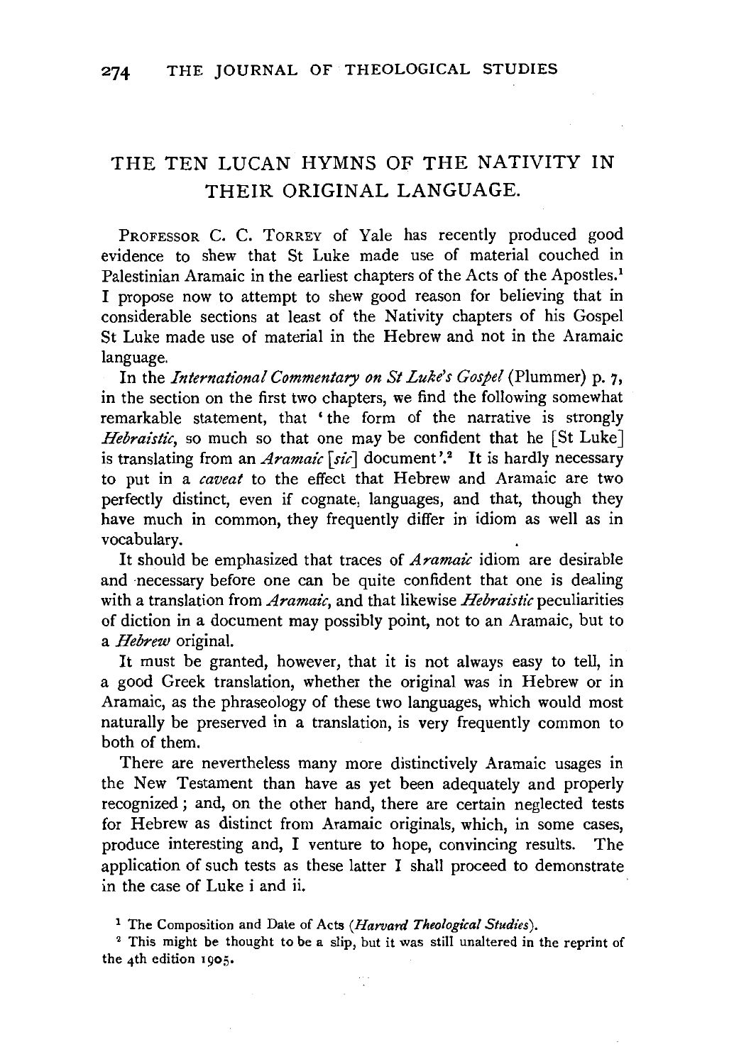# THE TEN LUCAN HYMNS OF THE NATIVITY IN THEIR ORIGINAL LANGUAGE.

PROFESSOR C. C. TORREY of Yale has recently produced good evidence to shew that St Luke made use of material couched in Palestinian Aramaic in the earliest chapters of the Acts of the Apostles.[1] I propose now to attempt to shew good reason for believing that in considerable sections at least of the Nativity chapters of his Gospel St Luke made use of material in the Hebrew and not in the Aramaic language.

In the *International Commentary on St Luke's Gospel* (Plummer) p. 7, in the section on the first two chapters, we find the following somewhat remarkable statement, that 'the form of the narrative is strongly *Hebraistic*, so much so that one may be confident that he [St Luke] is translating from an *Aramaic* [*sic*] document'.[2] It is hardly necessary to put in a *caveat* to the effect that Hebrew and Aramaic are two perfectly distinct, even if cognate, languages, and that, though they have much in common, they frequently differ in idiom as well as in vocabulary.

It should be emphasized that traces of *Aramaic* idiom are desirable and necessary before one can be quite confident that one is dealing with a translation from *Aramaic*, and that likewise *Hebraistic* peculiarities of diction in a document may possibly point, not to an Aramaic, but to a *Hebrew* original.

It must be granted, however, that it is not always easy to tell, in a good Greek translation, whether the original was in Hebrew or in Aramaic, as the phraseology of these two languages, which would most naturally be preserved in a translation, is very frequently common to both of them.

There are nevertheless many more distinctively Aramaic usages in the New Testament than have as yet been adequately and properly recognized; and, on the other hand, there are certain neglected tests for Hebrew as distinct from Aramaic originals, which, in some cases, produce interesting and, I venture to hope, convincing results. The application of such tests as these latter I shall proceed to demonstrate in the case of Luke i and ii.

[1] The Composition and Date of Acts (*Harvard Theological Studies*).

[2] This might be thought to be a slip, but it was still unaltered in the reprint of the 4th edition 1905.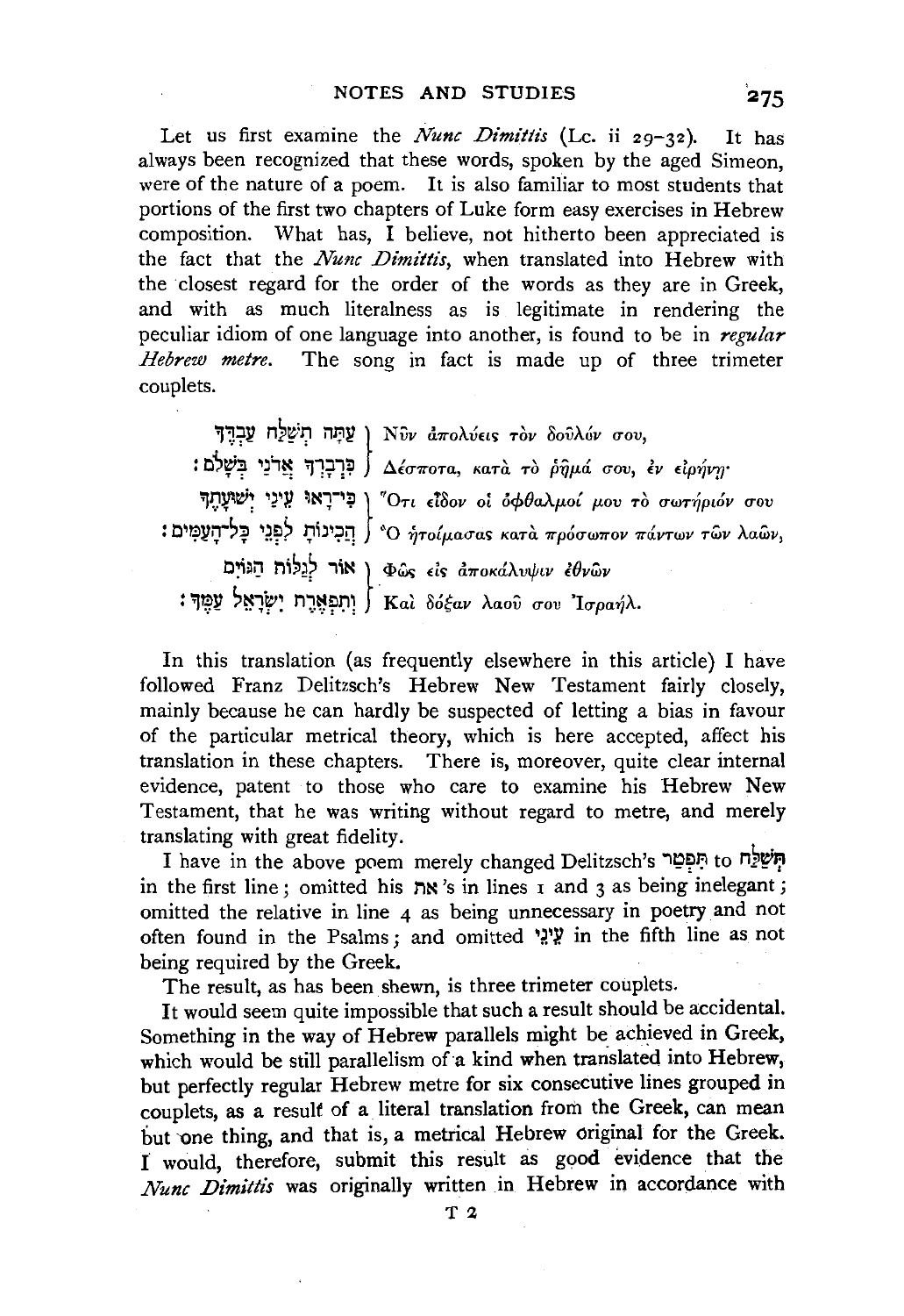Let us first examine the *Nunc Dimittis* (Lc. ii 29–32). It has always been recognized that these words, spoken by the aged Simeon, were of the nature of a poem. It is also familiar to most students that portions of the first two chapters of Luke form easy exercises in Hebrew composition. What has, I believe, not hitherto been appreciated is the fact that the *Nunc Dimittis*, when translated into Hebrew with the closest regard for the order of the words as they are in Greek, and with as much literalness as is legitimate in rendering the peculiar idiom of one language into another, is found to be in *regular Hebrew metre*. The song in fact is made up of three trimeter couplets.

| | |
|---|---|
| עַתָּה תְּשַׁלַּח עַבְדְּךָ | Νῦν ἀπολύεις τὸν δοῦλόν σου, |
| כִּדְבָרְךָ אֲדֹנִי בְּשָׁלוֹם׃ | Δέσποτα, κατὰ τὸ ῥῆμά σου, ἐν εἰρήνῃ· |
| כִּי־רָאוּ עֵינַי יְשׁוּעָתֶךָ | Ὅτι εἶδον οἱ ὀφθαλμοί μου τὸ σωτήριόν σου |
| הֲכִינוֹתָ לִפְנֵי כָּל־הָעַמִּים׃ | Ὃ ἡτοίμασας κατὰ πρόσωπον πάντων τῶν λαῶν, |
| אוֹר לְגַלּוֹת הַגּוֹיִם | Φῶς εἰς ἀποκάλυψιν ἐθνῶν |
| וְתִפְאֶרֶת יִשְׂרָאֵל עַמֶּךָ׃ | Καὶ δόξαν λαοῦ σου Ἰσραήλ. |

In this translation (as frequently elsewhere in this article) I have followed Franz Delitzsch's Hebrew New Testament fairly closely, mainly because he can hardly be suspected of letting a bias in favour of the particular metrical theory, which is here accepted, affect his translation in these chapters. There is, moreover, quite clear internal evidence, patent to those who care to examine his Hebrew New Testament, that he was writing without regard to metre, and merely translating with great fidelity.

I have in the above poem merely changed Delitzsch's תִּפְטַר to תְּשַׁלַּח in the first line; omitted his את's in lines 1 and 3 as being inelegant; omitted the relative in line 4 as being unnecessary in poetry and not often found in the Psalms; and omitted עֵינֵי in the fifth line as not being required by the Greek.

The result, as has been shewn, is three trimeter couplets.

It would seem quite impossible that such a result should be accidental. Something in the way of Hebrew parallels might be achieved in Greek, which would be still parallelism of a kind when translated into Hebrew, but perfectly regular Hebrew metre for six consecutive lines grouped in couplets, as a result of a literal translation from the Greek, can mean but one thing, and that is, a metrical Hebrew original for the Greek. I would, therefore, submit this result as good evidence that the *Nunc Dimittis* was originally written in Hebrew in accordance with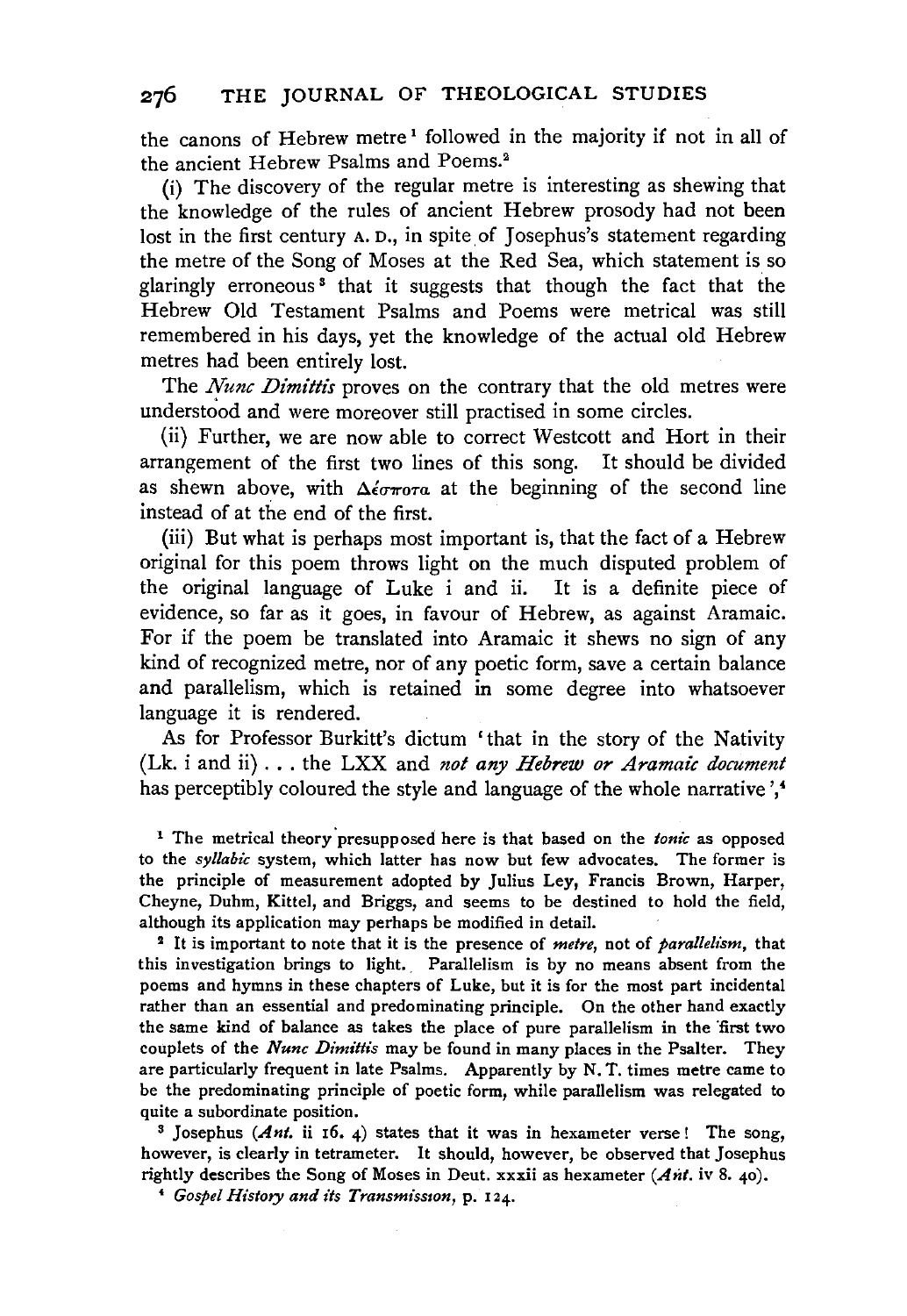the canons of Hebrew metre[1] followed in the majority if not in all of the ancient Hebrew Psalms and Poems.[2]

(i) The discovery of the regular metre is interesting as shewing that the knowledge of the rules of ancient Hebrew prosody had not been lost in the first century A. D., in spite of Josephus's statement regarding the metre of the Song of Moses at the Red Sea, which statement is so glaringly erroneous[3] that it suggests that though the fact that the Hebrew Old Testament Psalms and Poems were metrical was still remembered in his days, yet the knowledge of the actual old Hebrew metres had been entirely lost.

The *Nunc Dimittis* proves on the contrary that the old metres were understood and were moreover still practised in some circles.

(ii) Further, we are now able to correct Westcott and Hort in their arrangement of the first two lines of this song. It should be divided as shewn above, with Δέσποτα at the beginning of the second line instead of at the end of the first.

(iii) But what is perhaps most important is, that the fact of a Hebrew original for this poem throws light on the much disputed problem of the original language of Luke i and ii. It is a definite piece of evidence, so far as it goes, in favour of Hebrew, as against Aramaic. For if the poem be translated into Aramaic it shews no sign of any kind of recognized metre, nor of any poetic form, save a certain balance and parallelism, which is retained in some degree into whatsoever language it is rendered.

As for Professor Burkitt's dictum 'that in the story of the Nativity (Lk. i and ii) . . . the LXX and *not any Hebrew or Aramaic document* has perceptibly coloured the style and language of the whole narrative',[4]

[1] The metrical theory presupposed here is that based on the *tonic* as opposed to the *syllabic* system, which latter has now but few advocates. The former is the principle of measurement adopted by Julius Ley, Francis Brown, Harper, Cheyne, Duhm, Kittel, and Briggs, and seems to be destined to hold the field, although its application may perhaps be modified in detail.

[2] It is important to note that it is the presence of *metre*, not of *parallelism*, that this investigation brings to light. Parallelism is by no means absent from the poems and hymns in these chapters of Luke, but it is for the most part incidental rather than an essential and predominating principle. On the other hand exactly the same kind of balance as takes the place of pure parallelism in the first two couplets of the *Nunc Dimittis* may be found in many places in the Psalter. They are particularly frequent in late Psalms. Apparently by N. T. times metre came to be the predominating principle of poetic form, while parallelism was relegated to quite a subordinate position.

[3] Josephus (*Ant.* ii 16. 4) states that it was in hexameter verse! The song, however, is clearly in tetrameter. It should, however, be observed that Josephus rightly describes the Song of Moses in Deut. xxxii as hexameter (*Ant.* iv 8. 40).

[4] *Gospel History and its Transmission*, p. 124.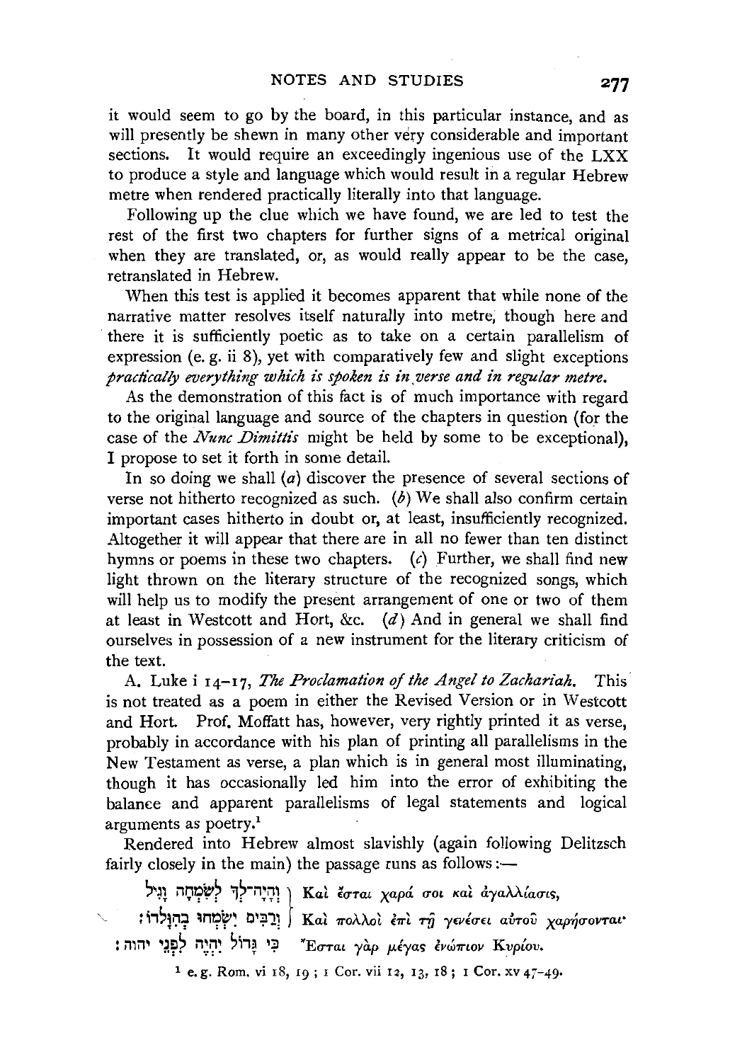it would seem to go by the board, in this particular instance, and as will presently be shewn in many other very considerable and important sections. It would require an exceedingly ingenious use of the LXX to produce a style and language which would result in a regular Hebrew metre when rendered practically literally into that language.

Following up the clue which we have found, we are led to test the rest of the first two chapters for further signs of a metrical original when they are translated, or, as would really appear to be the case, retranslated in Hebrew.

When this test is applied it becomes apparent that while none of the narrative matter resolves itself naturally into metre, though here and there it is sufficiently poetic as to take on a certain parallelism of expression (e. g. ii 8), yet with comparatively few and slight exceptions *practically everything which is spoken is in verse and in regular metre.*

As the demonstration of this fact is of much importance with regard to the original language and source of the chapters in question (for the case of the *Nunc Dimittis* might be held by some to be exceptional), I propose to set it forth in some detail.

In so doing we shall (*a*) discover the presence of several sections of verse not hitherto recognized as such. (*b*) We shall also confirm certain important cases hitherto in doubt or, at least, insufficiently recognized. Altogether it will appear that there are in all no fewer than ten distinct hymns or poems in these two chapters. (*c*) Further, we shall find new light thrown on the literary structure of the recognized songs, which will help us to modify the present arrangement of one or two of them at least in Westcott and Hort, &c. (*d*) And in general we shall find ourselves in possession of a new instrument for the literary criticism of the text.

A. Luke i 14–17, *The Proclamation of the Angel to Zachariah.* This is not treated as a poem in either the Revised Version or in Westcott and Hort. Prof. Moffatt has, however, very rightly printed it as verse, probably in accordance with his plan of printing all parallelisms in the New Testament as verse, a plan which is in general most illuminating, though it has occasionally led him into the error of exhibiting the balance and apparent parallelisms of legal statements and logical arguments as poetry.[1]

Rendered into Hebrew almost slavishly (again following Delitzsch fairly closely in the main) the passage runs as follows:—

| | |
|---|---|
| וְהָיָה־לְּךָ לְשִׂמְחָה וָגִיל | Καὶ ἔσται χαρά σοι καὶ ἀγαλλίασις, |
| וְרַבִּים יִשְׂמְחוּ בְּהִוָּלְדוֹ׃ | Καὶ πολλοὶ ἐπὶ τῇ γενέσει αὐτοῦ χαρήσονται· |
| כִּי גָדוֹל יִהְיֶה לִפְנֵי יהוה׃ | Ἔσται γὰρ μέγας ἐνώπιον Κυρίου. |

[1] e. g. Rom. vi 18, 19; 1 Cor. vii 12, 13, 18; 1 Cor. xv 47–49.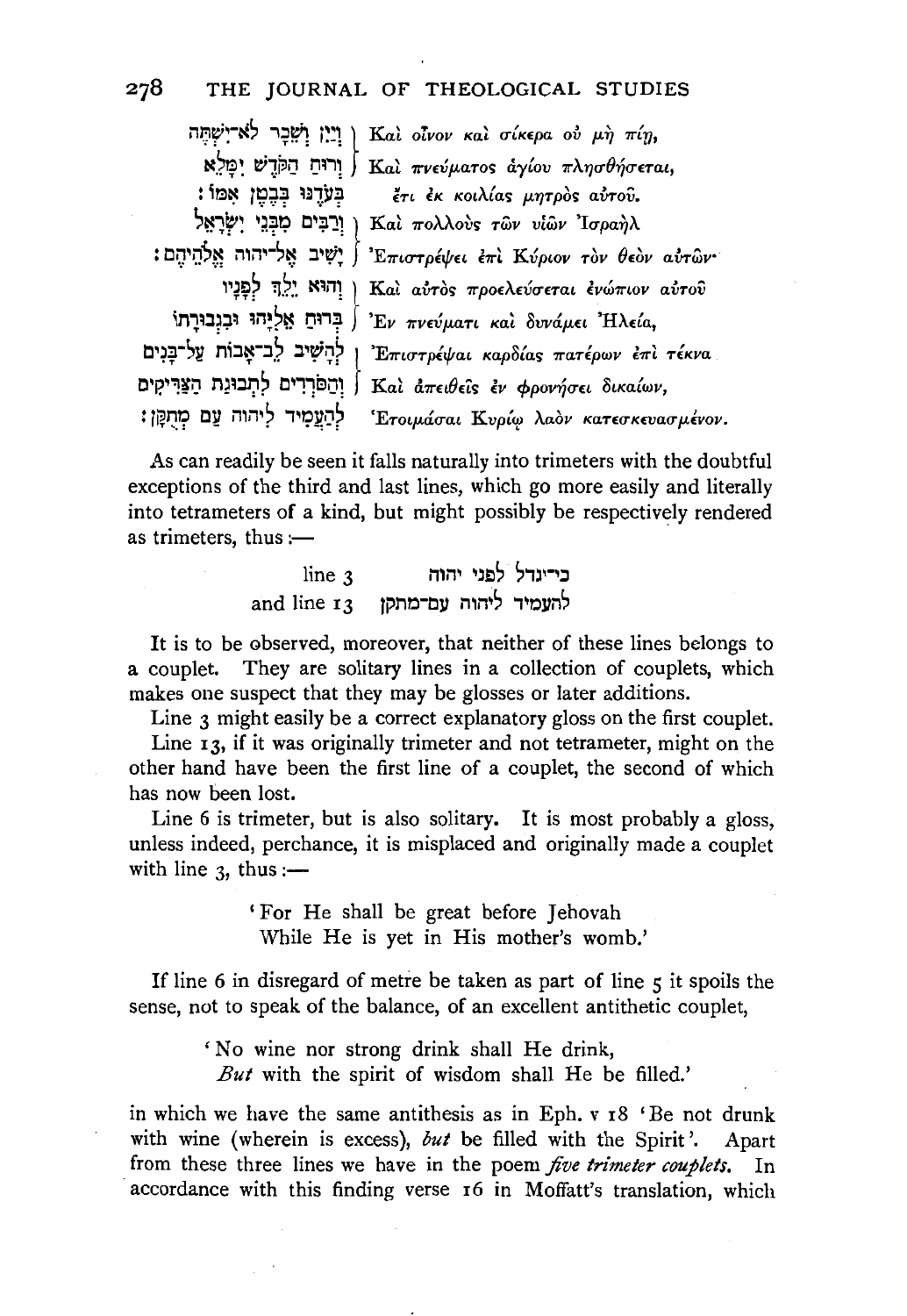| | |
|---|---|
| וְיַיִן וְשֵׁכָר לֹא־יִשְׁתֶּה | Καὶ οἶνον καὶ σίκερα οὐ μὴ πίῃ, |
| וְרוּחַ הַקֹּדֶשׁ יִמָּלֵא | Καὶ πνεύματος ἁγίου πλησθήσεται, |
| בְּעֹדֶנּוּ בְּבֶטֶן אִמּוֹ׃ | ἔτι ἐκ κοιλίας μητρὸς αὐτοῦ. |
| וְרַבִּים מִבְּנֵי יִשְׂרָאֵל | Καὶ πολλοὺς τῶν υἱῶν Ἰσραὴλ |
| יָשִׁיב אֶל־יהוה אֱלֹהֵיהֶם׃ | Ἐπιστρέψει ἐπὶ Κύριον τὸν θεὸν αὐτῶν· |
| וְהוּא יֵלֵךְ לְפָנָיו | Καὶ αὐτὸς προελεύσεται ἐνώπιον αὐτοῦ |
| בְּרוּחַ אֵלִיָּהוּ וּבִגְבוּרָתוֹ | Ἐν πνεύματι καὶ δυνάμει Ἠλείᾳ, |
| לְהָשִׁיב לֵב־אָבוֹת עַל־בָּנִים | Ἐπιστρέψαι καρδίας πατέρων ἐπὶ τέκνα |
| וְהַסֹּרְרִים לִתְבוּנַת הַצַּדִּיקִים | Καὶ ἀπειθεῖς ἐν φρονήσει δικαίων, |
| לְהַעֲמִיד לַיהוה עַם מְתֻקָּן׃ | Ἑτοιμάσαι Κυρίῳ λαὸν κατεσκευασμένον. |

As can readily be seen it falls naturally into trimeters with the doubtful exceptions of the third and last lines, which go more easily and literally into tetrameters of a kind, but might possibly be respectively rendered as trimeters, thus :—

line 3 כי־יגדל לפני יהוה
and line 13 להעמיד ליהוה עם־מתקן

It is to be observed, moreover, that neither of these lines belongs to a couplet. They are solitary lines in a collection of couplets, which makes one suspect that they may be glosses or later additions.

Line 3 might easily be a correct explanatory gloss on the first couplet.

Line 13, if it was originally trimeter and not tetrameter, might on the other hand have been the first line of a couplet, the second of which has now been lost.

Line 6 is trimeter, but is also solitary. It is most probably a gloss, unless indeed, perchance, it is misplaced and originally made a couplet with line 3, thus :—

> 'For He shall be great before Jehovah
> While He is yet in His mother's womb.'

If line 6 in disregard of metre be taken as part of line 5 it spoils the sense, not to speak of the balance, of an excellent antithetic couplet,

> 'No wine nor strong drink shall He drink,
> *But* with the spirit of wisdom shall He be filled.'

in which we have the same antithesis as in Eph. v 18 'Be not drunk with wine (wherein is excess), *but* be filled with the Spirit'. Apart from these three lines we have in the poem *five trimeter couplets.* In accordance with this finding verse 16 in Moffatt's translation, which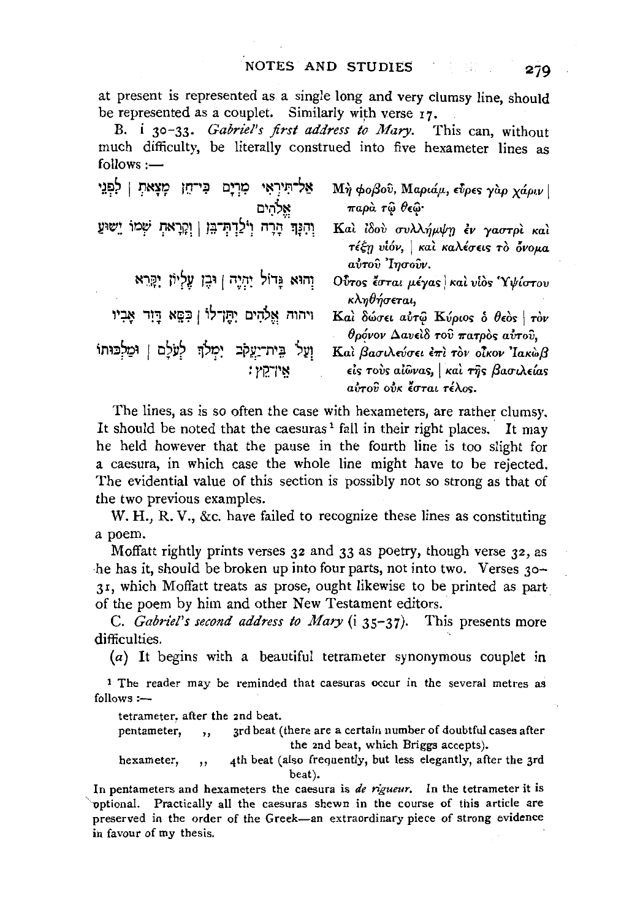at present is represented as a single long and very clumsy line, should be represented as a couplet. Similarly with verse 17.

B. i 30–33. *Gabriel's first address to Mary.* This can, without much difficulty, be literally construed into five hexameter lines as follows:—

| | |
|---|---|
| אַל־תִּירְאִי מִרְיָם כִּי־חֵן מָצָאתְ \| לִפְנֵי אֱלֹהִים | Μὴ φοβοῦ, Μαριάμ, εὗρες γὰρ χάριν \| παρὰ τῷ θεῷ· |
| וְהִנָּךְ הָרָה וְיֹלַדְתְּ־בֵּן \| וְקָרָאת שְׁמוֹ יֵשׁוּעַ | Καὶ ἰδοὺ συλλήμψῃ ἐν γαστρὶ καὶ τέξῃ υἱόν, \| καὶ καλέσεις τὸ ὄνομα αὐτοῦ Ἰησοῦν. |
| וְהוּא גָּדוֹל יִהְיֶה \| וּבֶן עֶלְיוֹן יִקָּרֵא | Οὗτος ἔσται μέγας \| καὶ υἱὸς Ὑψίστου κληθήσεται, |
| ויהוה אֱלֹהִים יִתֶּן־לוֹ \| כִּסֵּא דָוִד אָבִיו | Καὶ δώσει αὐτῷ Κύριος ὁ θεὸς \| τὸν θρόνον Δαυεὶδ τοῦ πατρὸς αὐτοῦ, |
| וְעַל בֵּית־יַעֲקֹב יִמְלֹךְ לְעֹלָם \| וּמַלְכוּתוֹ אֵין־קֵץ׃ | Καὶ βασιλεύσει ἐπὶ τὸν οἶκον Ἰακὼβ εἰς τοὺς αἰῶνας, \| καὶ τῆς βασιλείας αὐτοῦ οὐκ ἔσται τέλος. |

The lines, as is so often the case with hexameters, are rather clumsy. It should be noted that the caesuras[1] fall in their right places. It may be held however that the pause in the fourth line is too slight for a caesura, in which case the whole line might have to be rejected. The evidential value of this section is possibly not so strong as that of the two previous examples.

W. H., R. V., &c. have failed to recognize these lines as constituting a poem.

Moffatt rightly prints verses 32 and 33 as poetry, though verse 32, as he has it, should be broken up into four parts, not into two. Verses 30–31, which Moffatt treats as prose, ought likewise to be printed as part of the poem by him and other New Testament editors.

C. *Gabriel's second address to Mary* (i 35–37). This presents more difficulties.

(*a*) It begins with a beautiful tetrameter synonymous couplet in

[1] The reader may be reminded that caesuras occur in the several metres as follows:—

tetrameter, after the 2nd beat.
pentameter, ,, 3rd beat (there are a certain number of doubtful cases after the 2nd beat, which Briggs accepts).
hexameter, ,, 4th beat (also frequently, but less elegantly, after the 3rd beat).

In pentameters and hexameters the caesura is *de rigueur*. In the tetrameter it is optional. Practically all the caesuras shewn in the course of this article are preserved in the order of the Greek—an extraordinary piece of strong evidence in favour of my thesis.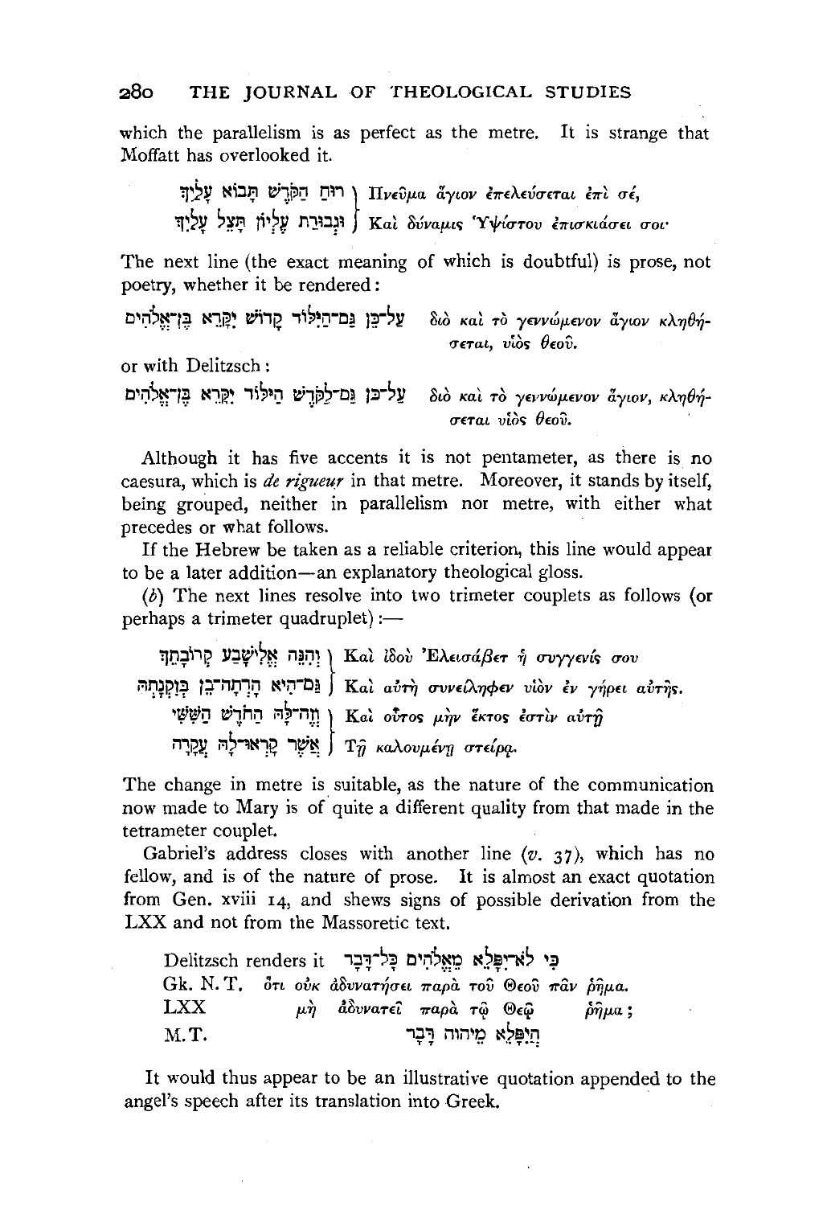which the parallelism is as perfect as the metre. It is strange that Moffatt has overlooked it.

| | |
|---|---|
| רוּחַ הַקֹּדֶשׁ תָּבוֹא עָלַיִךְ | Πνεῦμα ἅγιον ἐπελεύσεται ἐπὶ σέ, |
| וּגְבוּרַת עֶלְיוֹן תָּצֵל עָלָיִךְ | Καὶ δύναμις Ὑψίστου ἐπισκιάσει σοι· |

The next line (the exact meaning of which is doubtful) is prose, not poetry, whether it be rendered:

| | |
|---|---|
| עַל־כֵּן גַּם־הַיִּלּוֹד קָדוֹשׁ יִקָּרֵא בֶּן־אֱלֹהִים | διὸ καὶ τὸ γεννώμενον ἅγιον κληθήσεται, υἱὸς θεοῦ. |

or with Delitzsch:

| | |
|---|---|
| עַל־כֵּן גַּם־לַקֹּדֶשׁ הַיִּלּוֹד יִקָּרֵא בֶּן־אֱלֹהִים | διὸ καὶ τὸ γεννώμενον ἅγιον, κληθήσεται υἱὸς θεοῦ. |

Although it has five accents it is not pentameter, as there is no caesura, which is *de rigueur* in that metre. Moreover, it stands by itself, being grouped, neither in parallelism nor metre, with either what precedes or what follows.

If the Hebrew be taken as a reliable criterion, this line would appear to be a later addition—an explanatory theological gloss.

(*b*) The next lines resolve into two trimeter couplets as follows (or perhaps a trimeter quadruplet):—

| | |
|---|---|
| וְהִנֵּה אֱלִישֶׁבַע קְרוֹבָתֵךְ | Καὶ ἰδοὺ Ἐλεισάβετ ἡ συγγενίς σου |
| גַּם־הִיא הָרָתָה־בֵּן בְּזִקְנָתָהּ | Καὶ αὐτὴ συνειληφεν υἱὸν ἐν γήρει αὐτῆς. |
| זֶה־לָּהּ הַחֹדֶשׁ הַשִּׁשִּׁי | Καὶ οὗτος μὴν ἕκτος ἐστὶν αὐτῇ |
| אֲשֶׁר קָרְאוּ־לָהּ עֲקָרָה | Τῇ καλουμένῃ στείρᾳ. |

The change in metre is suitable, as the nature of the communication now made to Mary is of quite a different quality from that made in the tetrameter couplet.

Gabriel's address closes with another line (*v*. 37), which has no fellow, and is of the nature of prose. It is almost an exact quotation from Gen. xviii 14, and shews signs of possible derivation from the LXX and not from the Massoretic text.

| | |
|---|---|
| Delitzsch renders it | כִּי לֹא־יִפָּלֵא מֵאֱלֹהִים כָּל־דָּבָר |
| Gk. N.T. | ὅτι οὐκ ἀδυνατήσει παρὰ τοῦ Θεοῦ πᾶν ῥῆμα. |
| LXX | μὴ ἀδυνατεῖ παρὰ τῷ Θεῷ ῥῆμα; |
| M.T. | הֲיִפָּלֵא מֵיהוה דָּבָר |

It would thus appear to be an illustrative quotation appended to the angel's speech after its translation into Greek.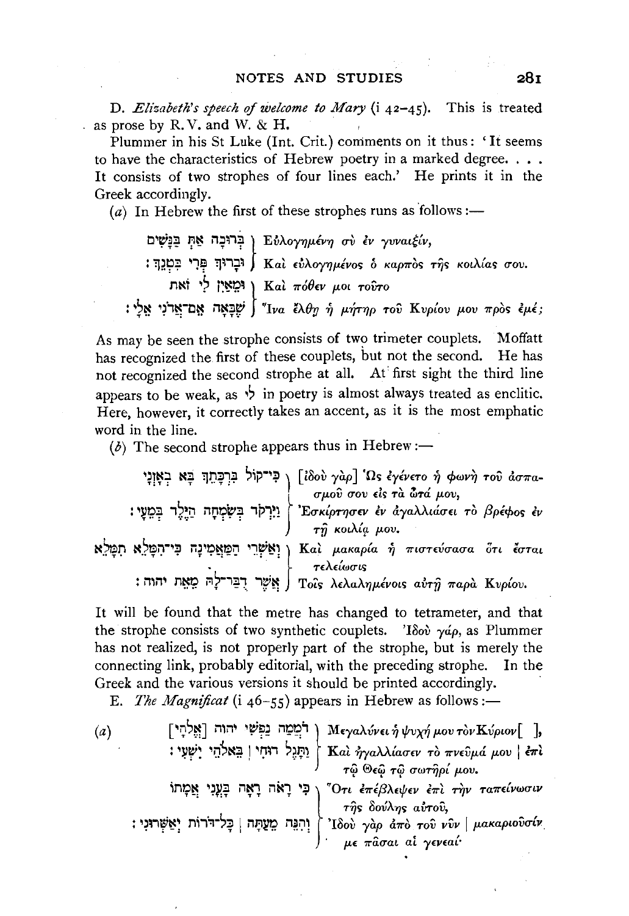D. *Elizabeth's speech of welcome to Mary* (i 42–45). This is treated as prose by R.V. and W. & H.

Plummer in his St Luke (Int. Crit.) comments on it thus: 'It seems to have the characteristics of Hebrew poetry in a marked degree. . . . It consists of two strophes of four lines each.' He prints it in the Greek accordingly.

(*a*) In Hebrew the first of these strophes runs as follows:—

| | |
|---|---|
| בְּרוּכָה אַתְּ בַּנָּשִׁים | Εὐλογημένη σὺ ἐν γυναιξίν, |
| וּבָרוּךְ פְּרִי בִטְנֵךְ׃ | Καὶ εὐλογημένος ὁ καρπὸς τῆς κοιλίας σου. |
| וּמֵאַיִן לִי זֹאת | Καὶ πόθεν μοι τοῦτο |
| שֶׁבָּאָה אֵם־אֲדֹנִי אֵלָי׃ | Ἵνα ἔλθῃ ἡ μήτηρ τοῦ Κυρίου μου πρὸς ἐμέ; |

As may be seen the strophe consists of two trimeter couplets. Moffatt has recognized the first of these couplets, but not the second. He has not recognized the second strophe at all. At first sight the third line appears to be weak, as לִי in poetry is almost always treated as enclitic. Here, however, it correctly takes an accent, as it is the most emphatic word in the line.

(*b*) The second strophe appears thus in Hebrew:—

| | |
|---|---|
| כִּי־קוֹל בִּרְכָּתֵךְ בָּא בְאָזְנַי | [ἰδοὺ γὰρ] Ὡς ἐγένετο ἡ φωνὴ τοῦ ἀσπασμοῦ σου εἰς τὰ ὦτά μου, |
| וַיִּרְקֹד בְּשִׂמְחָה הַיֶּלֶד בְּמֵעָי׃ | Ἐσκίρτησεν ἐν ἀγαλλιάσει τὸ βρέφος ἐν τῇ κοιλίᾳ μου. |
| וְאַשְׁרֵי הַמַּאֲמִינָה כִּי־הִפָּלֵא תִפָּלֵא | Καὶ μακαρία ἡ πιστεύσασα ὅτι ἔσται τελείωσις |
| אֲשֶׁר דֻּבַּר־לָהּ מֵאֵת יהוה׃ | Τοῖς λελαλημένοις αὐτῇ παρὰ Κυρίου. |

It will be found that the metre has changed to tetrameter, and that the strophe consists of two synthetic couplets. Ἰδοὺ γάρ, as Plummer has not realized, is not properly part of the strophe, but is merely the connecting link, probably editorial, with the preceding strophe. In the Greek and the various versions it should be printed accordingly.

E. *The Magnificat* (i 46–55) appears in Hebrew as follows:—

(*a*)

| | |
|---|---|
| רֹמֲמָה נַפְשִׁי יהוה [אֱלֹהָי] | Μεγαλύνει ἡ ψυχή μου τὸν Κύριον[ ], |
| וַתָּגֶל רוּחִי \| בֵּאלֹהֵי יִשְׁעִי׃ | Καὶ ἠγαλλίασεν τὸ πνεῦμά μου \| ἐπὶ τῷ Θεῷ τῷ σωτῆρί μου. |
| כִּי רָאֹה רָאָה בָּעֳנִי אֲמָתוֹ | Ὅτι ἐπέβλεψεν ἐπὶ τὴν ταπείνωσιν τῆς δούλης αὐτοῦ, |
| וְהִנֵּה מֵעַתָּה \| כָּל־דֹּרוֹת יְאַשְּׁרוּנִי׃ | Ἰδοὺ γὰρ ἀπὸ τοῦ νῦν \| μακαριοῦσίν με πᾶσαι αἱ γενεαί· |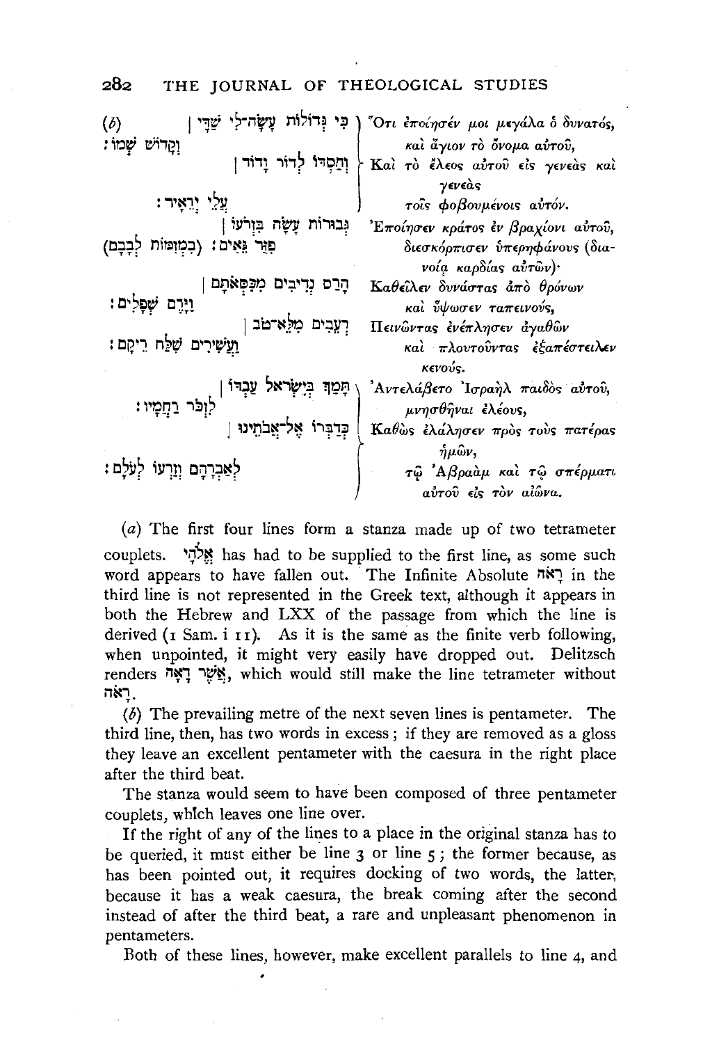| | Hebrew | Greek |
|---|---|---|
| (*b*) | כִּי גְּדוֹלוֹת עָשָׂה־לִי שַׁדַּי \| | Ὅτι ἐποίησέν μοι μεγάλα ὁ δυνατός, |
| | וְקָדוֹשׁ שְׁמוֹ׃ | καὶ ἅγιον τὸ ὄνομα αὐτοῦ, |
| | וְחַסְדּוֹ לְדוֹר וָדוֹר \| | Καὶ τὸ ἔλεος αὐτοῦ εἰς γενεὰς καὶ γενεὰς |
| | עַל יְרֵאָיו׃ | τοῖς φοβουμένοις αὐτόν. |
| | גְּבוּרוֹת עָשָׂה בִּזְרֹעוֹ \| | Ἐποίησεν κράτος ἐν βραχίονι αὐτοῦ, |
| | פִּזַּר גֵּאִים׃ (בִּמְזִמּוֹת לְבָבָם) | διεσκόρπισεν ὑπερηφάνους (διανοίᾳ καρδίας αὐτῶν)· |
| | הָרַס נְדִיבִים מִכִּסְאֹתָם \| | Καθεῖλεν δυνάστας ἀπὸ θρόνων |
| | וַיָּרֶם שְׁפָלִים׃ | καὶ ὕψωσεν ταπεινούς, |
| | רְעֵבִים מִלֵּא־טוֹב \| | Πεινῶντας ἐνέπλησεν ἀγαθῶν |
| | וַעֲשִׁירִים שִׁלַּח רֵיקָם׃ | καὶ πλουτοῦντας ἐξαπέστειλεν κενούς. |
| | תָּמַךְ בְּיִשְׂרָאֵל עַבְדּוֹ \| | Ἀντελάβετο Ἰσραὴλ παιδὸς αὐτοῦ, |
| | לִזְכֹּר רַחֲמָיו׃ | μνησθῆναι ἐλέους, |
| | כְּדַבְּרוֹ אֶל־אֲבֹתֵינוּ \| | Καθὼς ἐλάλησεν πρὸς τοὺς πατέρας ἡμῶν, |
| | לְאַבְרָהָם וְזַרְעוֹ לְעֹלָם׃ | τῷ Ἀβραὰμ καὶ τῷ σπέρματι αὐτοῦ εἰς τὸν αἰῶνα. |

(*a*) The first four lines form a stanza made up of two tetrameter couplets. אֱלֹהַי has had to be supplied to the first line, as some such word appears to have fallen out. The Infinite Absolute רָאֹה in the third line is not represented in the Greek text, although it appears in both the Hebrew and LXX of the passage from which the line is derived (1 Sam. i 11). As it is the same as the finite verb following, when unpointed, it might very easily have dropped out. Delitzsch renders אֲשֶׁר רָאָה, which would still make the line tetrameter without רָאֹה.

(*b*) The prevailing metre of the next seven lines is pentameter. The third line, then, has two words in excess; if they are removed as a gloss they leave an excellent pentameter with the caesura in the right place after the third beat.

The stanza would seem to have been composed of three pentameter couplets, which leaves one line over.

If the right of any of the lines to a place in the original stanza has to be queried, it must either be line 3 or line 5; the former because, as has been pointed out, it requires docking of two words, the latter, because it has a weak caesura, the break coming after the second instead of after the third beat, a rare and unpleasant phenomenon in pentameters.

Both of these lines, however, make excellent parallels to line 4, and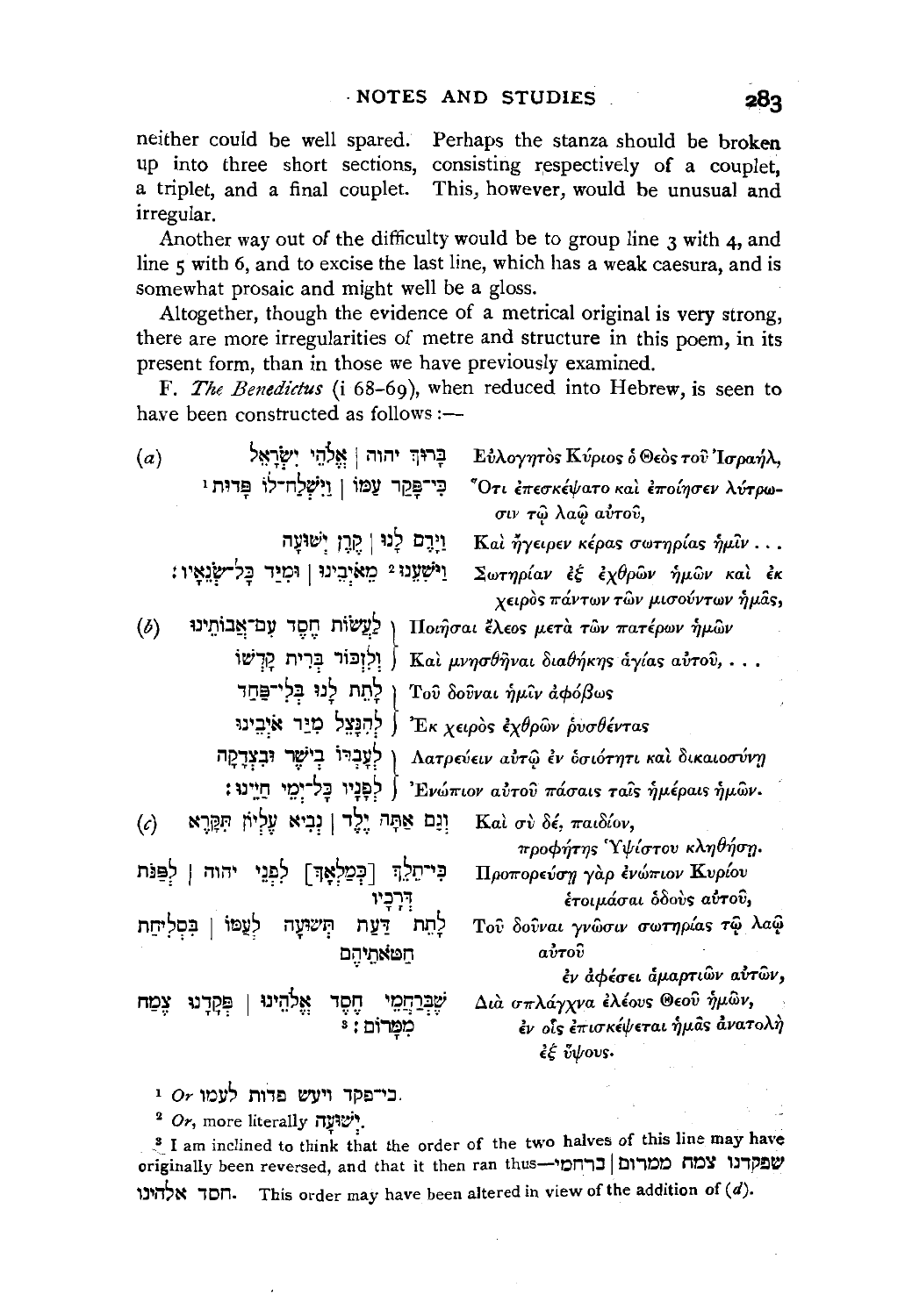neither could be well spared. Perhaps the stanza should be broken up into three short sections, consisting respectively of a couplet, a triplet, and a final couplet. This, however, would be unusual and irregular.

Another way out of the difficulty would be to group line 3 with 4, and line 5 with 6, and to excise the last line, which has a weak caesura, and is somewhat prosaic and might well be a gloss.

Altogether, though the evidence of a metrical original is very strong, there are more irregularities of metre and structure in this poem, in its present form, than in those we have previously examined.

F. *The Benedictus* (i 68–69), when reduced into Hebrew, is seen to have been constructed as follows:—

| | Hebrew | Greek |
|---|---|---|
| (*a*) | בָּרוּךְ יהוה \| אֱלֹהֵי יִשְׂרָאֵל | Εὐλογητὸς Κύριος ὁ Θεὸς τοῦ Ἰσραήλ, |
| | כִּי־פָקַד עַמּוֹ \| וַיִּשְׁלַח־לוֹ פְּדוּת [1] | Ὅτι ἐπεσκέψατο καὶ ἐποίησεν λύτρωσιν τῷ λαῷ αὐτοῦ, |
| | וַיָּרֶם לָנוּ \| קֶרֶן יְשׁוּעָה | Καὶ ἤγειρεν κέρας σωτηρίας ἡμῖν . . . |
| | וַיֹּשַׁעֵנוּ [2] מֵאֹיְבֵינוּ \| וּמִיַּד כָּל־שֹׂנְאָיו׃ | Σωτηρίαν ἐξ ἐχθρῶν ἡμῶν καὶ ἐκ χειρὸς πάντων τῶν μισούντων ἡμᾶς, |
| (*b*) | לַעֲשׂוֹת חֶסֶד עִם־אֲבוֹתֵינוּ | Ποιῆσαι ἔλεος μετὰ τῶν πατέρων ἡμῶν |
| | וְלִזְכּוֹר בְּרִית קָדְשׁוֹ | Καὶ μνησθῆναι διαθήκης ἁγίας αὐτοῦ, . . . |
| | לָתֵת לָנוּ בְּלִי־פַחַד | Τοῦ δοῦναι ἡμῖν ἀφόβως |
| | לְהִנָּצֵל מִיַּד אֹיְבֵינוּ | Ἐκ χειρὸς ἐχθρῶν ῥυσθέντας |
| | לְעָבְדוֹ בְיֹשֶׁר וּבִצְדָקָה | Λατρεύειν αὐτῷ ἐν ὁσιότητι καὶ δικαιοσύνῃ |
| | לְפָנָיו כָּל־יְמֵי חַיֵּינוּ׃ | Ἐνώπιον αὐτοῦ πάσαις ταῖς ἡμέραις ἡμῶν. |
| (*c*) | וְגַם אַתָּה יֶלֶד \| נְבִיא עֶלְיוֹן תִּקָּרֵא | Καὶ σὺ δέ, παιδίον, προφήτης Ὑψίστου κληθήσῃ. |
| | כִּי־תֵלֵךְ [כְּמַלְאָךְ] לִפְנֵי יהוה \| לְפַנּוֹת דְּרָכָיו | Προπορεύσῃ γὰρ ἐνώπιον Κυρίου ἑτοιμάσαι ὁδοὺς αὐτοῦ, |
| | לָתֵת דַּעַת תְּשׁוּעָה לְעַמּוֹ \| בִּסְלִיחַת חַטֹּאתֵיהֶם | Τοῦ δοῦναι γνῶσιν σωτηρίας τῷ λαῷ αὐτοῦ ἐν ἀφέσει ἁμαρτιῶν αὐτῶν, |
| | שֶׁבְּרַחֲמֵי חֶסֶד אֱלֹהֵינוּ \| פְּקָדָנוּ צֶמַח מִמָּרוֹם׃ [3] | Διὰ σπλάγχνα ἐλέους Θεοῦ ἡμῶν, ἐν οἷς ἐπισκέψεται ἡμᾶς ἀνατολὴ ἐξ ὕψους. |

[1] *Or* כי־פקד ויעש פדות לעמו.

[2] *Or*, more literally יְשׁוּעָה.

[3] I am inclined to think that the order of the two halves of this line may have originally been reversed, and that it then ran thus—שפקדנו צמח ממרום | ברחמי חסד אלהינו. This order may have been altered in view of the addition of (*d*).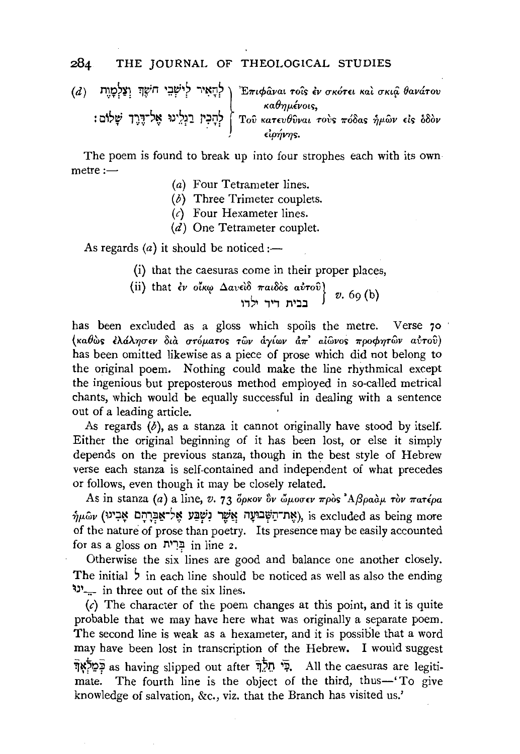(*d*) לְהָאִיר לְיֹשְׁבֵי חֹשֶׁךְ וְצַלְמָוֶת
לְהָכִין רַגְלֵינוּ אֶל־דֶּרֶךְ שָׁלוֹם׃

Ἐπιφᾶναι τοῖς ἐν σκότει καὶ σκιᾷ θανάτου καθημένοις,
Τοῦ κατευθῦναι τοὺς πόδας ἡμῶν εἰς ὁδὸν εἰρήνης.

The poem is found to break up into four strophes each with its own metre:—

(*a*) Four Tetrameter lines.
(*b*) Three Trimeter couplets.
(*c*) Four Hexameter lines.
(*d*) One Tetrameter couplet.

As regards (*a*) it should be noticed:—

(i) that the caesuras come in their proper places,

(ii) that ἐν οἴκῳ Δαυεὶδ παιδὸς αὐτοῦ / בבית דיד ילדו } *v.* 69 (b)

has been excluded as a gloss which spoils the metre. Verse 70 (καθὼς ἐλάλησεν διὰ στόματος τῶν ἁγίων ἀπ᾽ αἰῶνος προφητῶν αὐτοῦ) has been omitted likewise as a piece of prose which did not belong to the original poem. Nothing could make the line rhythmical except the ingenious but preposterous method employed in so-called metrical chants, which would be equally successful in dealing with a sentence out of a leading article.

As regards (*b*), as a stanza it cannot originally have stood by itself. Either the original beginning of it has been lost, or else it simply depends on the previous stanza, though in the best style of Hebrew verse each stanza is self-contained and independent of what precedes or follows, even though it may be closely related.

As in stanza (*a*) a line, *v.* 73 ὅρκον ὃν ὤμοσεν πρὸς Ἀβραὰμ τὸν πατέρα ἡμῶν (אֶת־הַשְּׁבוּעָה אֲשֶׁר נִשְׁבַּע אֶל־אַבְרָהָם אָבִינוּ), is excluded as being more of the nature of prose than poetry. Its presence may be easily accounted for as a gloss on בְּרִית in line 2.

Otherwise the six lines are good and balance one another closely. The initial ל in each line should be noticed as well as also the ending ינוּ‎_ in three out of the six lines.

(*c*) The character of the poem changes at this point, and it is quite probable that we may have here what was originally a separate poem. The second line is weak as a hexameter, and it is possible that a word may have been lost in transcription of the Hebrew. I would suggest כְּמַלְאָךְ as having slipped out after כִּי תֵלֵךְ. All the caesuras are legitimate. The fourth line is the object of the third, thus—'To give knowledge of salvation, &c., viz. that the Branch has visited us.'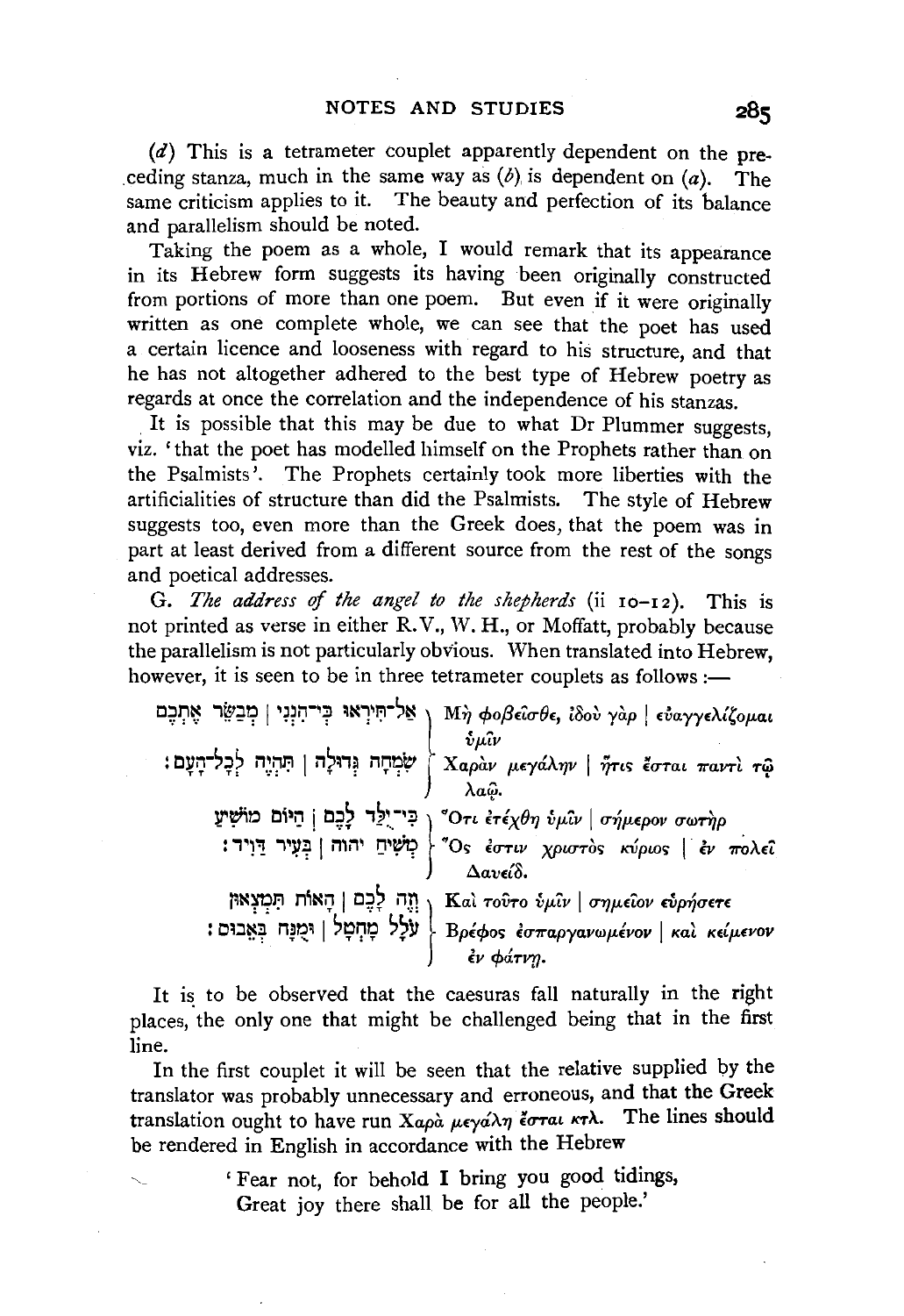(*d*) This is a tetrameter couplet apparently dependent on the preceding stanza, much in the same way as (*b*) is dependent on (*a*). The same criticism applies to it. The beauty and perfection of its balance and parallelism should be noted.

Taking the poem as a whole, I would remark that its appearance in its Hebrew form suggests its having been originally constructed from portions of more than one poem. But even if it were originally written as one complete whole, we can see that the poet has used a certain licence and looseness with regard to his structure, and that he has not altogether adhered to the best type of Hebrew poetry as regards at once the correlation and the independence of his stanzas.

It is possible that this may be due to what Dr Plummer suggests, viz. 'that the poet has modelled himself on the Prophets rather than on the Psalmists'. The Prophets certainly took more liberties with the artificialities of structure than did the Psalmists. The style of Hebrew suggests too, even more than the Greek does, that the poem was in part at least derived from a different source from the rest of the songs and poetical addresses.

G. *The address of the angel to the shepherds* (ii 10–12). This is not printed as verse in either R.V., W. H., or Moffatt, probably because the parallelism is not particularly obvious. When translated into Hebrew, however, it is seen to be in three tetrameter couplets as follows :—

| | |
|---|---|
| אַל־תִּירְאוּ כִּי־הִנְנִי \| מְבַשֵּׂר אֶתְכֶם<br>שִׂמְחָה גְּדוֹלָה \| תִּהְיֶה לְכָל־הָעָם׃ | Μὴ φοβεῖσθε, ἰδοὺ γὰρ \| εὐαγγελίζομαι ὑμῖν<br>Χαρὰν μεγάλην \| ἥτις ἔσται παντὶ τῷ λαῷ. |
| כִּי־יֻלַּד לָכֶם \| הַיּוֹם מוֹשִׁיעַ<br>מְשִׁיחַ יהוה \| בְּעִיר דָּוִד׃ | Ὅτι ἐτέχθη ὑμῖν \| σήμερον σωτὴρ<br>Ὅς ἐστιν χριστὸς κύριος \| ἐν πόλει Δαυείδ. |
| וְזֶה לָכֶם \| הָאוֹת תִּמְצְאוּן<br>עוֹלָל מְחֻתָּל \| וּמֻנָּח בָּאֵבוּס׃ | Καὶ τοῦτο ὑμῖν \| σημεῖον εὑρήσετε<br>Βρέφος ἐσπαργανωμένον \| καὶ κείμενον ἐν φάτνῃ. |

It is to be observed that the caesuras fall naturally in the right places, the only one that might be challenged being that in the first line.

In the first couplet it will be seen that the relative supplied by the translator was probably unnecessary and erroneous, and that the Greek translation ought to have run Χαρὰ μεγάλη ἔσται κτλ. The lines should be rendered in English in accordance with the Hebrew

> 'Fear not, for behold I bring you good tidings,
> Great joy there shall be for all the people.'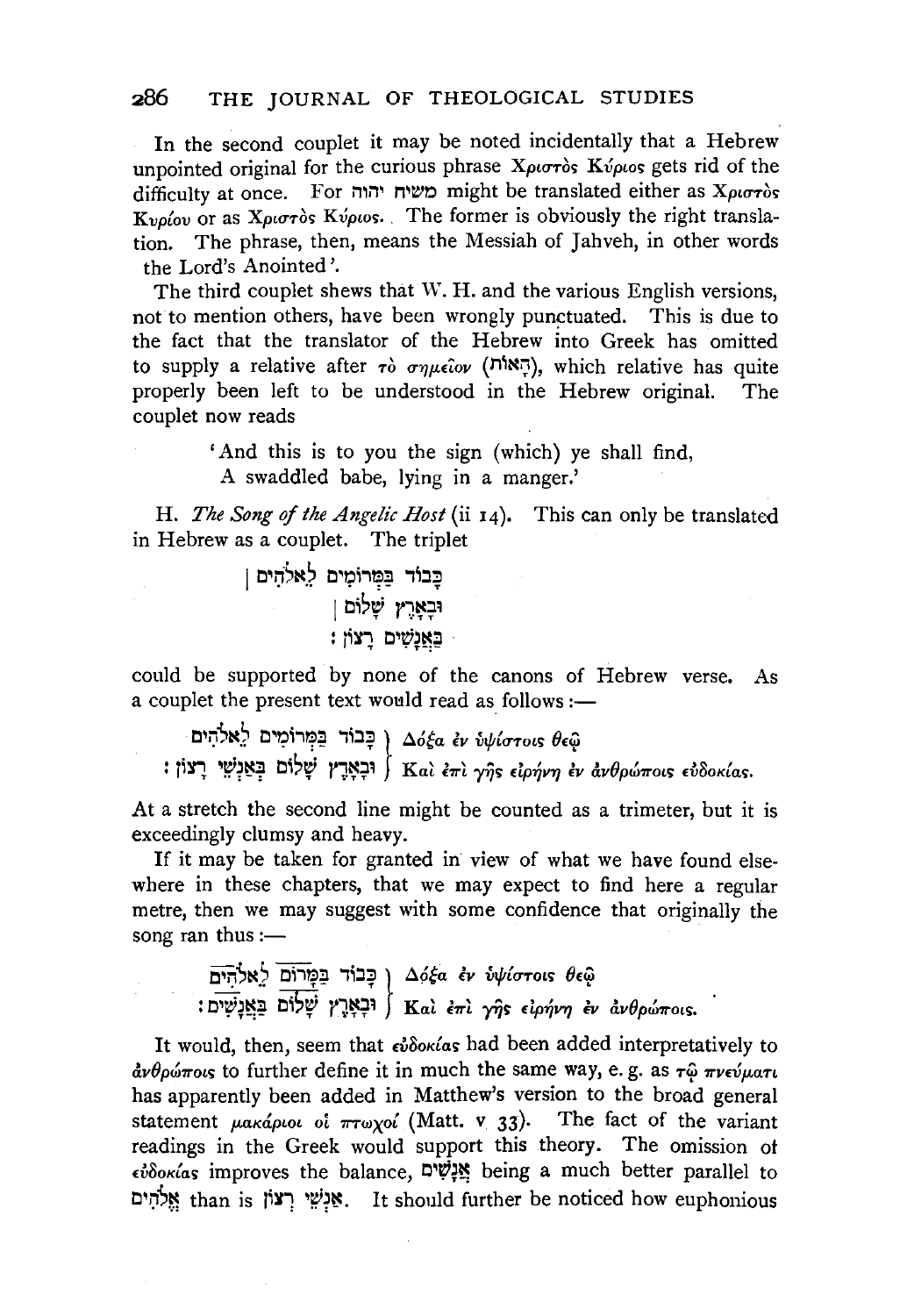In the second couplet it may be noted incidentally that a Hebrew unpointed original for the curious phrase Χριστὸς Κύριος gets rid of the difficulty at once. For משיח יהוה might be translated either as Χριστὸς Κυρίου or as Χριστὸς Κύριος. The former is obviously the right translation. The phrase, then, means the Messiah of Jahveh, in other words the Lord's Anointed'.

The third couplet shews that W. H. and the various English versions, not to mention others, have been wrongly punctuated. This is due to the fact that the translator of the Hebrew into Greek has omitted to supply a relative after τὸ σημεῖον (הָאוֹת), which relative has quite properly been left to be understood in the Hebrew original. The couplet now reads

> 'And this is to you the sign (which) ye shall find,
> A swaddled babe, lying in a manger.'

H. *The Song of the Angelic Host* (ii 14). This can only be translated in Hebrew as a couplet. The triplet

> כָּבוֹד בַּמְּרוֹמִים לֵאלֹהִים |
> וּבָאָרֶץ שָׁלוֹם |
> בַּאֲנָשִׁים רָצוֹן :

could be supported by none of the canons of Hebrew verse. As a couplet the present text would read as follows:—

> כָּבוֹד בַּמְּרוֹמִים לֵאלֹהִים } Δόξα ἐν ὑψίστοις θεῷ
> וּבָאָרֶץ שָׁלוֹם בְּאַנְשֵׁי רָצוֹן : } Καὶ ἐπὶ γῆς εἰρήνη ἐν ἀνθρώποις εὐδοκίας.

At a stretch the second line might be counted as a trimeter, but it is exceedingly clumsy and heavy.

If it may be taken for granted in view of what we have found elsewhere in these chapters, that we may expect to find here a regular metre, then we may suggest with some confidence that originally the song ran thus:—

> כָּבוֹד בַּמָּרוֹם לֵאלֹהִים } Δόξα ἐν ὑψίστοις θεῷ
> וּבָאָרֶץ שָׁלוֹם בַּאֲנָשִׁים : } Καὶ ἐπὶ γῆς εἰρήνη ἐν ἀνθρώποις.

It would, then, seem that εὐδοκίας had been added interpretatively to ἀνθρώποις to further define it in much the same way, e. g. as τῷ πνεύματι has apparently been added in Matthew's version to the broad general statement μακάριοι οἱ πτωχοί (Matt. v 33). The fact of the variant readings in the Greek would support this theory. The omission of εὐδοκίας improves the balance, אֲנָשִׁים being a much better parallel to אֱלֹהִים than is אַנְשֵׁי רָצוֹן. It should further be noticed how euphonious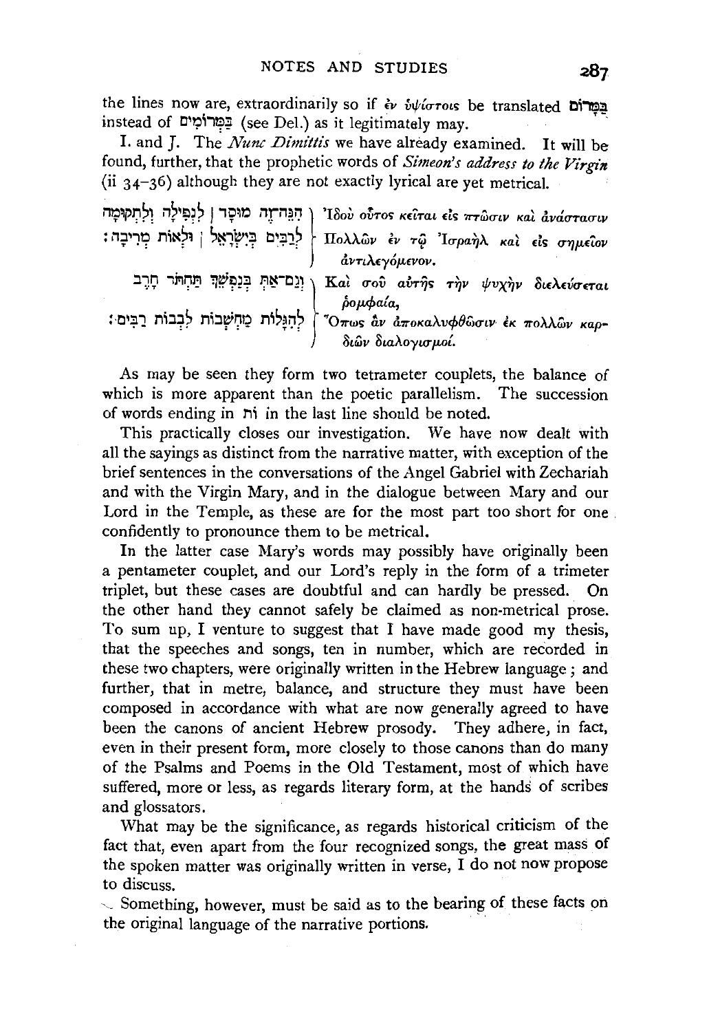the lines now are, extraordinarily so if ἐν ὑψίστοις be translated בַּמָּרוֹם instead of בַּמְּרוֹמִים (see Del.) as it legitimately may.

I. and J. The *Nunc Dimittis* we have already examined. It will be found, further, that the prophetic words of *Simeon's address to the Virgin* (ii 34–36) although they are not exactly lyrical are yet metrical.

| | |
|---|---|
| הִנֵּה־זֶה מוּסָד \| לִנְפִילָה וְלִתְקוּמָה | Ἰδοὺ οὗτος κεῖται εἰς πτῶσιν καὶ ἀνάστασιν |
| לְרַבִּים בְּיִשְׂרָאֵל \| וּלְאוֹת מְרִיבָה׃ | Πολλῶν ἐν τῷ Ἰσραὴλ καὶ εἰς σημεῖον ἀντιλεγόμενον. |
| וְגַם־אַתְּ בְּנַפְשֵׁךְ תַּחְתֹּר חָרֶב | Καὶ σοῦ αὐτῆς τὴν ψυχὴν διελεύσεται ῥομφαία, |
| לְהִגָּלוֹת מַחְשָׁבוֹת לְבָבוֹת רַבִּים׃ | Ὅπως ἂν ἀποκαλυφθῶσιν ἐκ πολλῶν καρδιῶν διαλογισμοί. |

As may be seen they form two tetrameter couplets, the balance of which is more apparent than the poetic parallelism. The succession of words ending in וֹת in the last line should be noted.

This practically closes our investigation. We have now dealt with all the sayings as distinct from the narrative matter, with exception of the brief sentences in the conversations of the Angel Gabriel with Zechariah and with the Virgin Mary, and in the dialogue between Mary and our Lord in the Temple, as these are for the most part too short for one confidently to pronounce them to be metrical.

In the latter case Mary's words may possibly have originally been a pentameter couplet, and our Lord's reply in the form of a trimeter triplet, but these cases are doubtful and can hardly be pressed. On the other hand they cannot safely be claimed as non-metrical prose. To sum up, I venture to suggest that I have made good my thesis, that the speeches and songs, ten in number, which are recorded in these two chapters, were originally written in the Hebrew language; and further, that in metre, balance, and structure they must have been composed in accordance with what are now generally agreed to have been the canons of ancient Hebrew prosody. They adhere, in fact, even in their present form, more closely to those canons than do many of the Psalms and Poems in the Old Testament, most of which have suffered, more or less, as regards literary form, at the hands of scribes and glossators.

What may be the significance, as regards historical criticism of the fact that, even apart from the four recognized songs, the great mass of the spoken matter was originally written in verse, I do not now propose to discuss.

Something, however, must be said as to the bearing of these facts on the original language of the narrative portions.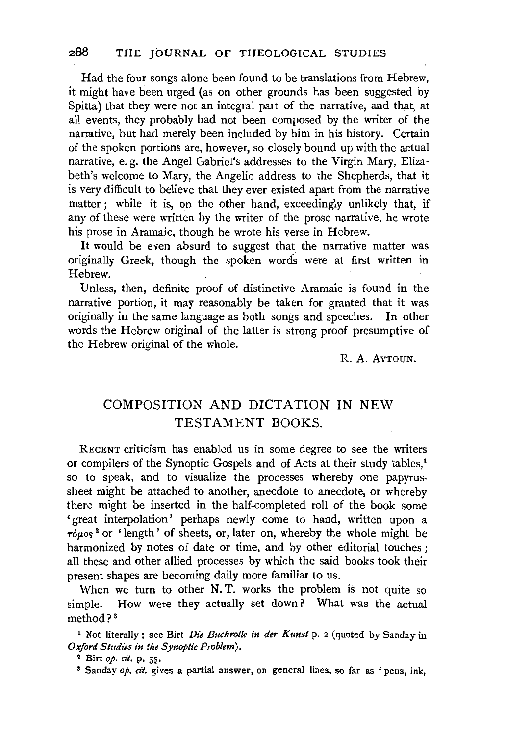Had the four songs alone been found to be translations from Hebrew, it might have been urged (as on other grounds has been suggested by Spitta) that they were not an integral part of the narrative, and that, at all events, they probably had not been composed by the writer of the narrative, but had merely been included by him in his history. Certain of the spoken portions are, however, so closely bound up with the actual narrative, e. g. the Angel Gabriel's addresses to the Virgin Mary, Elizabeth's welcome to Mary, the Angelic address to the Shepherds, that it is very difficult to believe that they ever existed apart from the narrative matter; while it is, on the other hand, exceedingly unlikely that, if any of these were written by the writer of the prose narrative, he wrote his prose in Aramaic, though he wrote his verse in Hebrew.

It would be even absurd to suggest that the narrative matter was originally Greek, though the spoken words were at first written in Hebrew.

Unless, then, definite proof of distinctive Aramaic is found in the narrative portion, it may reasonably be taken for granted that it was originally in the same language as both songs and speeches. In other words the Hebrew original of the latter is strong proof presumptive of the Hebrew original of the whole.

R. A. AYTOUN.

## COMPOSITION AND DICTATION IN NEW TESTAMENT BOOKS.

RECENT criticism has enabled us in some degree to see the writers or compilers of the Synoptic Gospels and of Acts at their study tables,[1] so to speak, and to visualize the processes whereby one papyrus-sheet might be attached to another, anecdote to anecdote, or whereby there might be inserted in the half-completed roll of the book some 'great interpolation' perhaps newly come to hand, written upon a τόμος[2] or 'length' of sheets, or, later on, whereby the whole might be harmonized by notes of date or time, and by other editorial touches; all these and other allied processes by which the said books took their present shapes are becoming daily more familiar to us.

When we turn to other N. T. works the problem is not quite so simple. How were they actually set down? What was the actual method?[3]

[1] Not literally; see Birt *Die Buchrolle in der Kunst* p. 2 (quoted by Sanday in *Oxford Studies in the Synoptic Problem*).

[2] Birt *op. cit.* p. 35.

[3] Sanday *op. cit.* gives a partial answer, on general lines, so far as 'pens, ink,